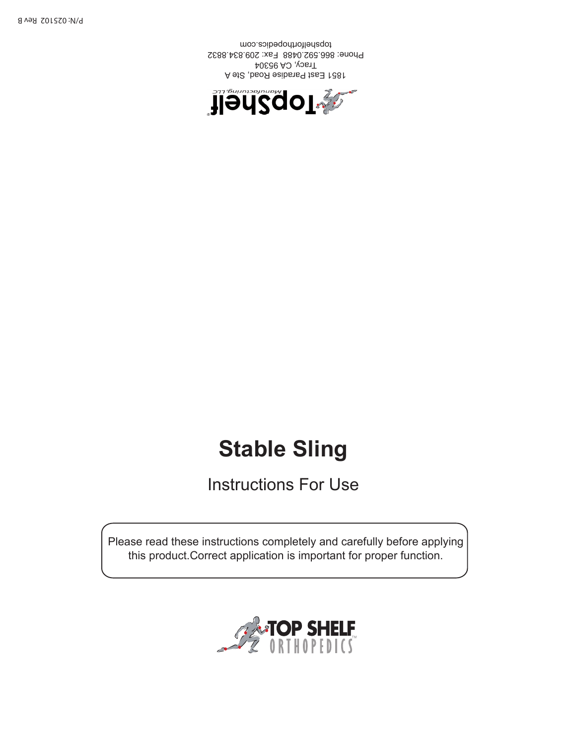P/N: 025102 Rev B

TopShelf Manufacturing, LLC

1851 East Paradise Road, Ste A
Tracy, CA 95304
Phone: 866.592.0488 Fax: 209.834.8832
topshelforthopedics.com

# Stable Sling

## Instructions For Use

Please read these instructions completely and carefully before applying this product.Correct application is important for proper function.

TOP SHELF ORTHOPEDICS™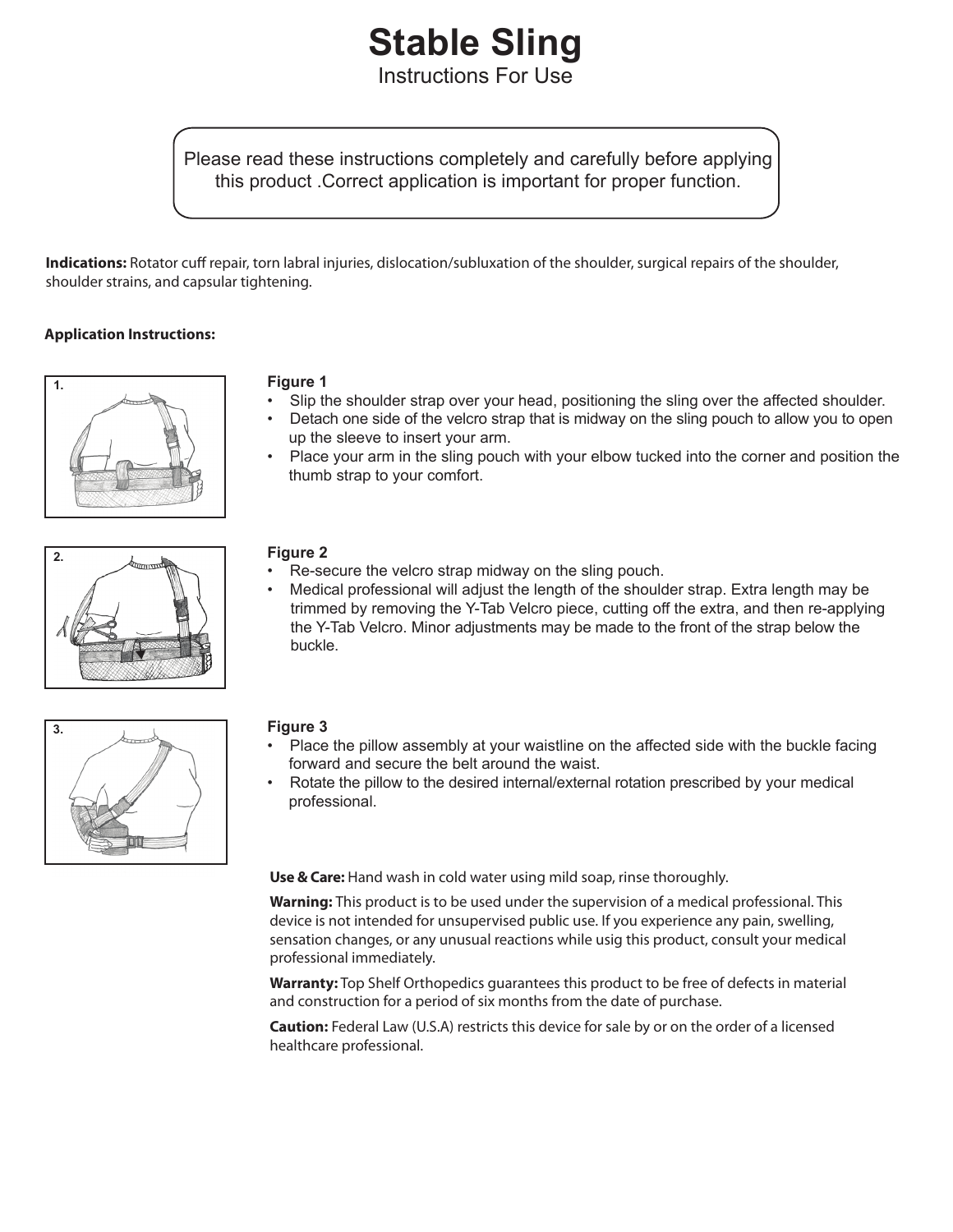# Stable Sling

Instructions For Use

Please read these instructions completely and carefully before applying this product .Correct application is important for proper function.

**Indications:** Rotator cuff repair, torn labral injuries, dislocation/subluxation of the shoulder, surgical repairs of the shoulder, shoulder strains, and capsular tightening.

**Application Instructions:**

1.

**Figure 1**

- Slip the shoulder strap over your head, positioning the sling over the affected shoulder.
- Detach one side of the velcro strap that is midway on the sling pouch to allow you to open up the sleeve to insert your arm.
- Place your arm in the sling pouch with your elbow tucked into the corner and position the thumb strap to your comfort.

2.

**Figure 2**

- Re-secure the velcro strap midway on the sling pouch.
- Medical professional will adjust the length of the shoulder strap. Extra length may be trimmed by removing the Y-Tab Velcro piece, cutting off the extra, and then re-applying the Y-Tab Velcro. Minor adjustments may be made to the front of the strap below the buckle.

3.

**Figure 3**

- Place the pillow assembly at your waistline on the affected side with the buckle facing forward and secure the belt around the waist.
- Rotate the pillow to the desired internal/external rotation prescribed by your medical professional.

**Use & Care:** Hand wash in cold water using mild soap, rinse thoroughly.

**Warning:** This product is to be used under the supervision of a medical professional. This device is not intended for unsupervised public use. If you experience any pain, swelling, sensation changes, or any unusual reactions while usig this product, consult your medical professional immediately.

**Warranty:** Top Shelf Orthopedics guarantees this product to be free of defects in material and construction for a period of six months from the date of purchase.

**Caution:** Federal Law (U.S.A) restricts this device for sale by or on the order of a licensed healthcare professional.